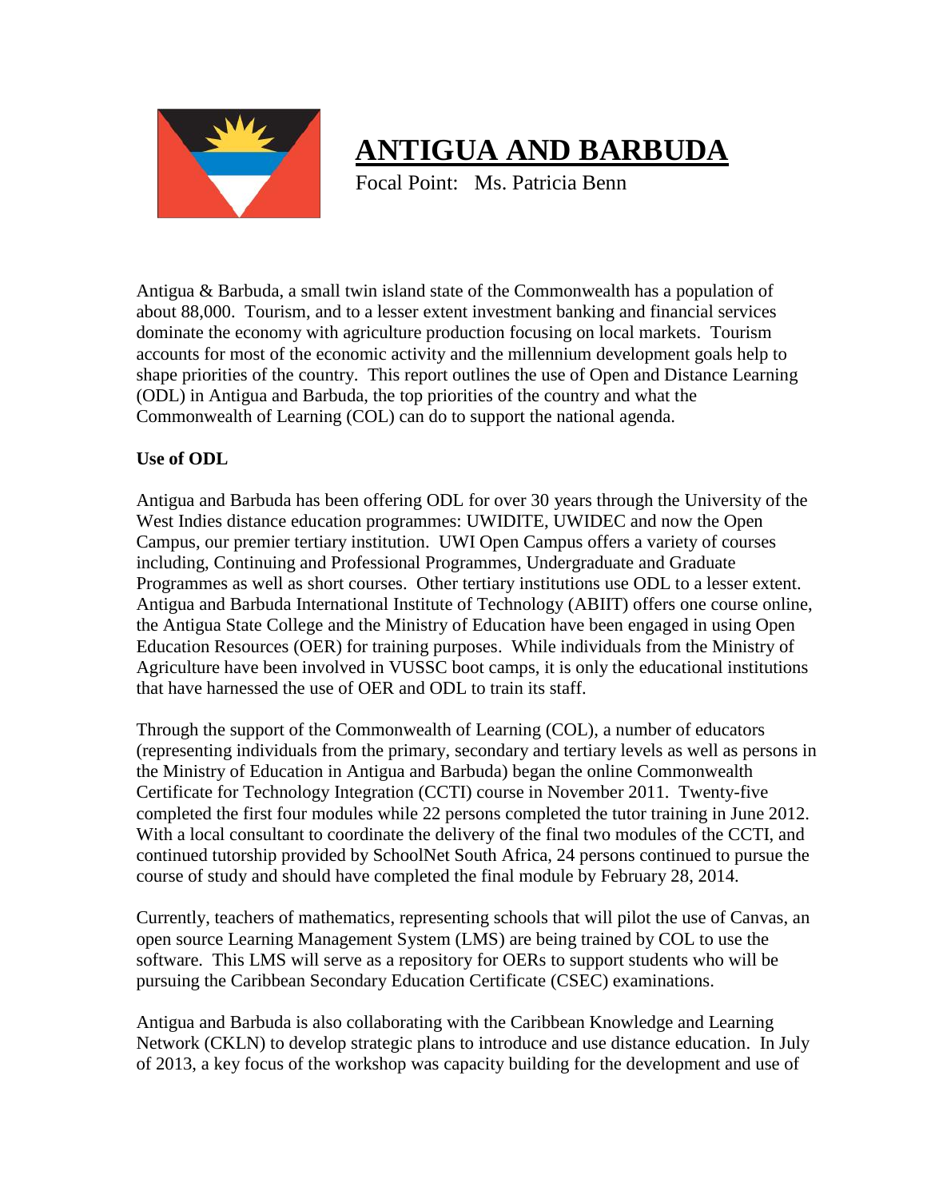# ANTIGUA AND BARBUDA

Focal Point: Ms. Patricia Benn

Antigua & Barbuda, a small twin island state of the Commonwealth has a population of about 88,000. Tourism, and to a lesser extent investment banking and financial services dominate the economy with agriculture production focusing on local markets. Tourism accounts for most of the economic activity and the millennium development goals help to shape priorities of the country. This report outlines the use of Open and Distance Learning (ODL) in Antigua and Barbuda, the top priorities of the country and what the Commonwealth of Learning (COL) can do to support the national agenda.

**Use of ODL**

Antigua and Barbuda has been offering ODL for over 30 years through the University of the West Indies distance education programmes: UWIDITE, UWIDEC and now the Open Campus, our premier tertiary institution. UWI Open Campus offers a variety of courses including, Continuing and Professional Programmes, Undergraduate and Graduate Programmes as well as short courses. Other tertiary institutions use ODL to a lesser extent. Antigua and Barbuda International Institute of Technology (ABIIT) offers one course online, the Antigua State College and the Ministry of Education have been engaged in using Open Education Resources (OER) for training purposes. While individuals from the Ministry of Agriculture have been involved in VUSSC boot camps, it is only the educational institutions that have harnessed the use of OER and ODL to train its staff.

Through the support of the Commonwealth of Learning (COL), a number of educators (representing individuals from the primary, secondary and tertiary levels as well as persons in the Ministry of Education in Antigua and Barbuda) began the online Commonwealth Certificate for Technology Integration (CCTI) course in November 2011. Twenty-five completed the first four modules while 22 persons completed the tutor training in June 2012. With a local consultant to coordinate the delivery of the final two modules of the CCTI, and continued tutorship provided by SchoolNet South Africa, 24 persons continued to pursue the course of study and should have completed the final module by February 28, 2014.

Currently, teachers of mathematics, representing schools that will pilot the use of Canvas, an open source Learning Management System (LMS) are being trained by COL to use the software. This LMS will serve as a repository for OERs to support students who will be pursuing the Caribbean Secondary Education Certificate (CSEC) examinations.

Antigua and Barbuda is also collaborating with the Caribbean Knowledge and Learning Network (CKLN) to develop strategic plans to introduce and use distance education. In July of 2013, a key focus of the workshop was capacity building for the development and use of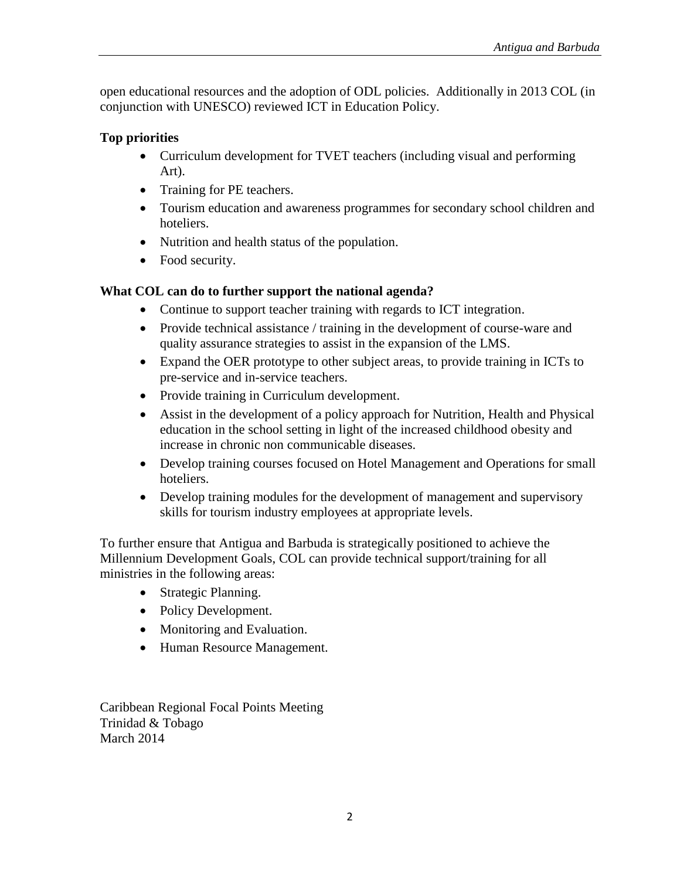open educational resources and the adoption of ODL policies. Additionally in 2013 COL (in conjunction with UNESCO) reviewed ICT in Education Policy.

**Top priorities**

- Curriculum development for TVET teachers (including visual and performing Art).
- Training for PE teachers.
- Tourism education and awareness programmes for secondary school children and hoteliers.
- Nutrition and health status of the population.
- Food security.

**What COL can do to further support the national agenda?**

- Continue to support teacher training with regards to ICT integration.
- Provide technical assistance / training in the development of course-ware and quality assurance strategies to assist in the expansion of the LMS.
- Expand the OER prototype to other subject areas, to provide training in ICTs to pre-service and in-service teachers.
- Provide training in Curriculum development.
- Assist in the development of a policy approach for Nutrition, Health and Physical education in the school setting in light of the increased childhood obesity and increase in chronic non communicable diseases.
- Develop training courses focused on Hotel Management and Operations for small hoteliers.
- Develop training modules for the development of management and supervisory skills for tourism industry employees at appropriate levels.

To further ensure that Antigua and Barbuda is strategically positioned to achieve the Millennium Development Goals, COL can provide technical support/training for all ministries in the following areas:

- Strategic Planning.
- Policy Development.
- Monitoring and Evaluation.
- Human Resource Management.

Caribbean Regional Focal Points Meeting
Trinidad & Tobago
March 2014